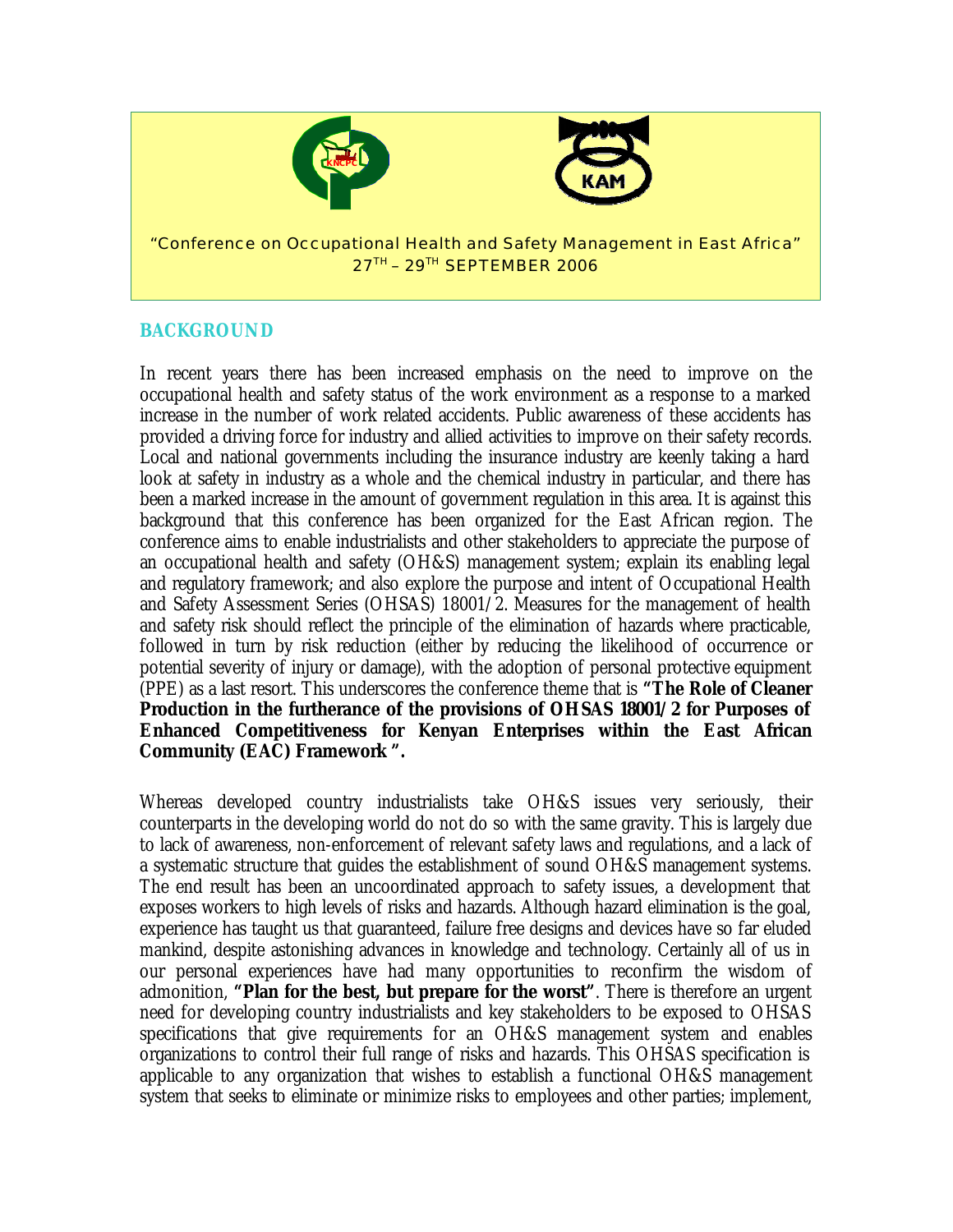"Conference on Occupational Health and Safety Management in East Africa"

27TH – 29TH SEPTEMBER 2006

## BACKGROUND

In recent years there has been increased emphasis on the need to improve on the occupational health and safety status of the work environment as a response to a marked increase in the number of work related accidents. Public awareness of these accidents has provided a driving force for industry and allied activities to improve on their safety records. Local and national governments including the insurance industry are keenly taking a hard look at safety in industry as a whole and the chemical industry in particular, and there has been a marked increase in the amount of government regulation in this area. It is against this background that this conference has been organized for the East African region. The conference aims to enable industrialists and other stakeholders to appreciate the purpose of an occupational health and safety (OH&S) management system; explain its enabling legal and regulatory framework; and also explore the purpose and intent of Occupational Health and Safety Assessment Series (OHSAS) 18001/2. Measures for the management of health and safety risk should reflect the principle of the elimination of hazards where practicable, followed in turn by risk reduction (either by reducing the likelihood of occurrence or potential severity of injury or damage), with the adoption of personal protective equipment (PPE) as a last resort. This underscores the conference theme that is **"The Role of Cleaner Production in the furtherance of the provisions of OHSAS 18001/2 for Purposes of Enhanced Competitiveness for Kenyan Enterprises within the East African Community (EAC) Framework ".**

Whereas developed country industrialists take OH&S issues very seriously, their counterparts in the developing world do not do so with the same gravity. This is largely due to lack of awareness, non-enforcement of relevant safety laws and regulations, and a lack of a systematic structure that guides the establishment of sound OH&S management systems. The end result has been an uncoordinated approach to safety issues, a development that exposes workers to high levels of risks and hazards. Although hazard elimination is the goal, experience has taught us that guaranteed, failure free designs and devices have so far eluded mankind, despite astonishing advances in knowledge and technology. Certainly all of us in our personal experiences have had many opportunities to reconfirm the wisdom of admonition, **"Plan for the best, but prepare for the worst"**. There is therefore an urgent need for developing country industrialists and key stakeholders to be exposed to OHSAS specifications that give requirements for an OH&S management system and enables organizations to control their full range of risks and hazards. This OHSAS specification is applicable to any organization that wishes to establish a functional OH&S management system that seeks to eliminate or minimize risks to employees and other parties; implement,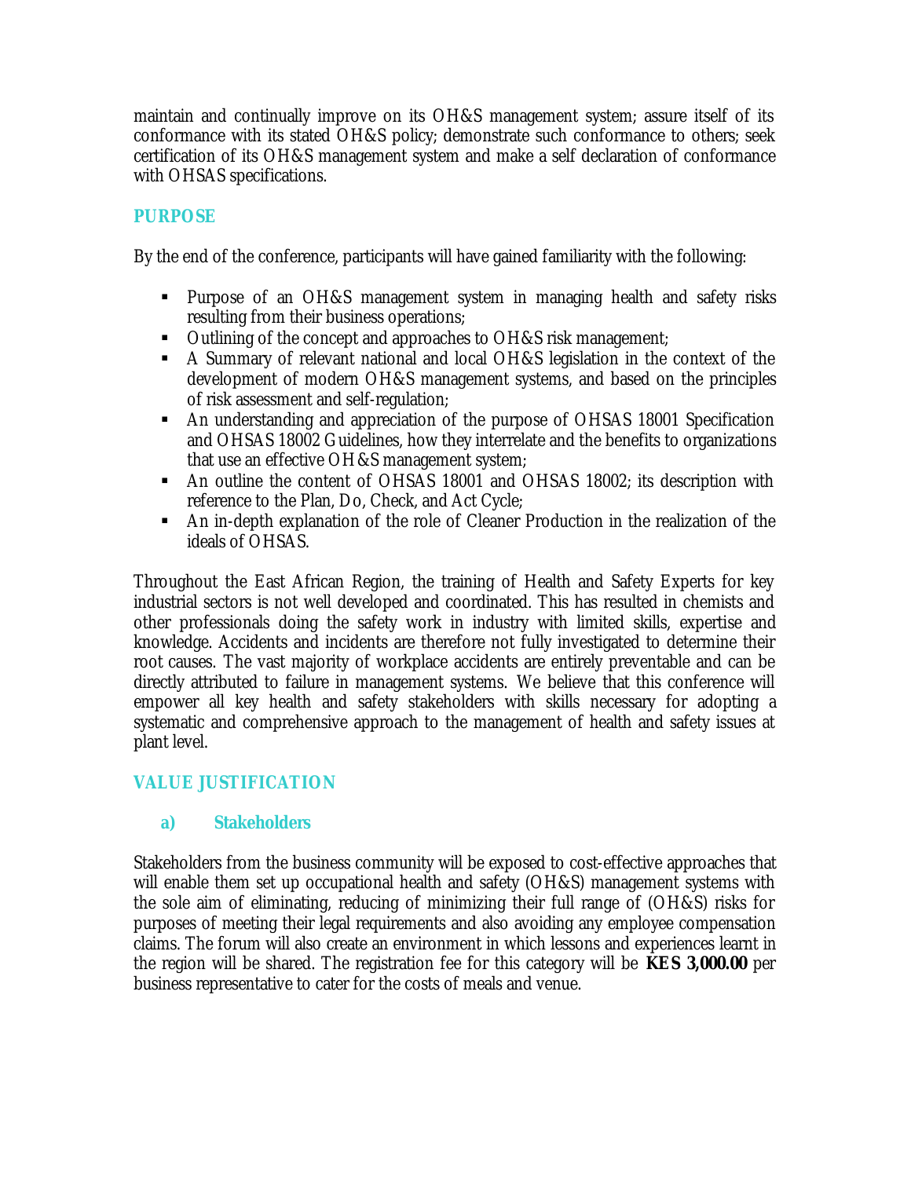maintain and continually improve on its OH&S management system; assure itself of its conformance with its stated OH&S policy; demonstrate such conformance to others; seek certification of its OH&S management system and make a self declaration of conformance with OHSAS specifications.

## PURPOSE

By the end of the conference, participants will have gained familiarity with the following:

- Purpose of an OH&S management system in managing health and safety risks resulting from their business operations;
- Outlining of the concept and approaches to OH&S risk management;
- A Summary of relevant national and local OH&S legislation in the context of the development of modern OH&S management systems, and based on the principles of risk assessment and self-regulation;
- An understanding and appreciation of the purpose of OHSAS 18001 Specification and OHSAS 18002 Guidelines, how they interrelate and the benefits to organizations that use an effective OH&S management system;
- An outline the content of OHSAS 18001 and OHSAS 18002; its description with reference to the Plan, Do, Check, and Act Cycle;
- An in-depth explanation of the role of Cleaner Production in the realization of the ideals of OHSAS.

Throughout the East African Region, the training of Health and Safety Experts for key industrial sectors is not well developed and coordinated. This has resulted in chemists and other professionals doing the safety work in industry with limited skills, expertise and knowledge. Accidents and incidents are therefore not fully investigated to determine their root causes. The vast majority of workplace accidents are entirely preventable and can be directly attributed to failure in management systems. We believe that this conference will empower all key health and safety stakeholders with skills necessary for adopting a systematic and comprehensive approach to the management of health and safety issues at plant level.

## VALUE JUSTIFICATION

### a) Stakeholders

Stakeholders from the business community will be exposed to cost-effective approaches that will enable them set up occupational health and safety (OH&S) management systems with the sole aim of eliminating, reducing of minimizing their full range of (OH&S) risks for purposes of meeting their legal requirements and also avoiding any employee compensation claims. The forum will also create an environment in which lessons and experiences learnt in the region will be shared. The registration fee for this category will be **KES 3,000.00** per business representative to cater for the costs of meals and venue.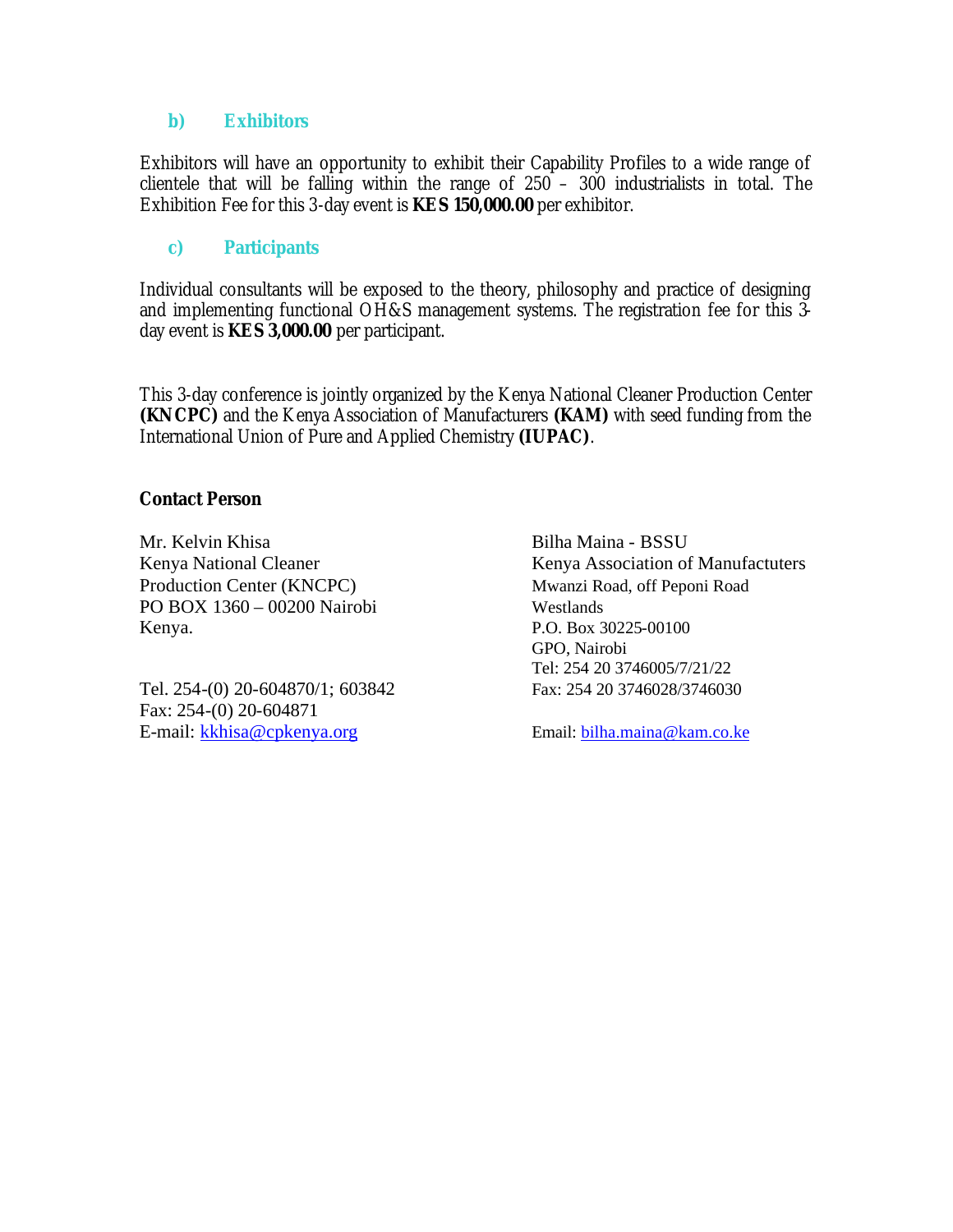### b) Exhibitors

Exhibitors will have an opportunity to exhibit their Capability Profiles to a wide range of clientele that will be falling within the range of 250 – 300 industrialists in total. The Exhibition Fee for this 3-day event is **KES 150,000.00** per exhibitor.

### c) Participants

Individual consultants will be exposed to the theory, philosophy and practice of designing and implementing functional OH&S management systems. The registration fee for this 3-day event is **KES 3,000.00** per participant.

This 3-day conference is jointly organized by the Kenya National Cleaner Production Center **(KNCPC)** and the Kenya Association of Manufacturers **(KAM)** with seed funding from the International Union of Pure and Applied Chemistry **(IUPAC)**.

**Contact Person**

Mr. Kelvin Khisa
Kenya National Cleaner
Production Center (KNCPC)
PO BOX 1360 – 00200 Nairobi
Kenya.

Tel. 254-(0) 20-604870/1; 603842
Fax: 254-(0) 20-604871
E-mail: kkhisa@cpkenya.org

Bilha Maina - BSSU
Kenya Association of Manufactuters
Mwanzi Road, off Peponi Road
Westlands
P.O. Box 30225-00100
GPO, Nairobi
Tel: 254 20 3746005/7/21/22
Fax: 254 20 3746028/3746030

Email: bilha.maina@kam.co.ke